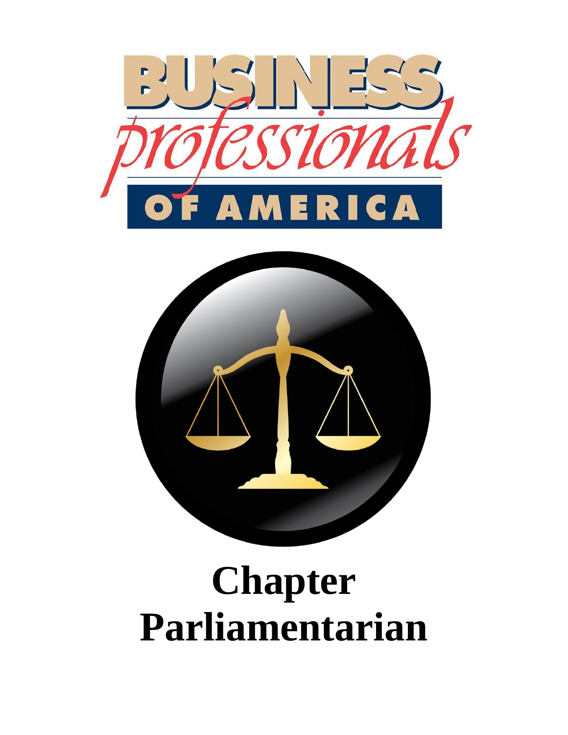# Chapter Parliamentarian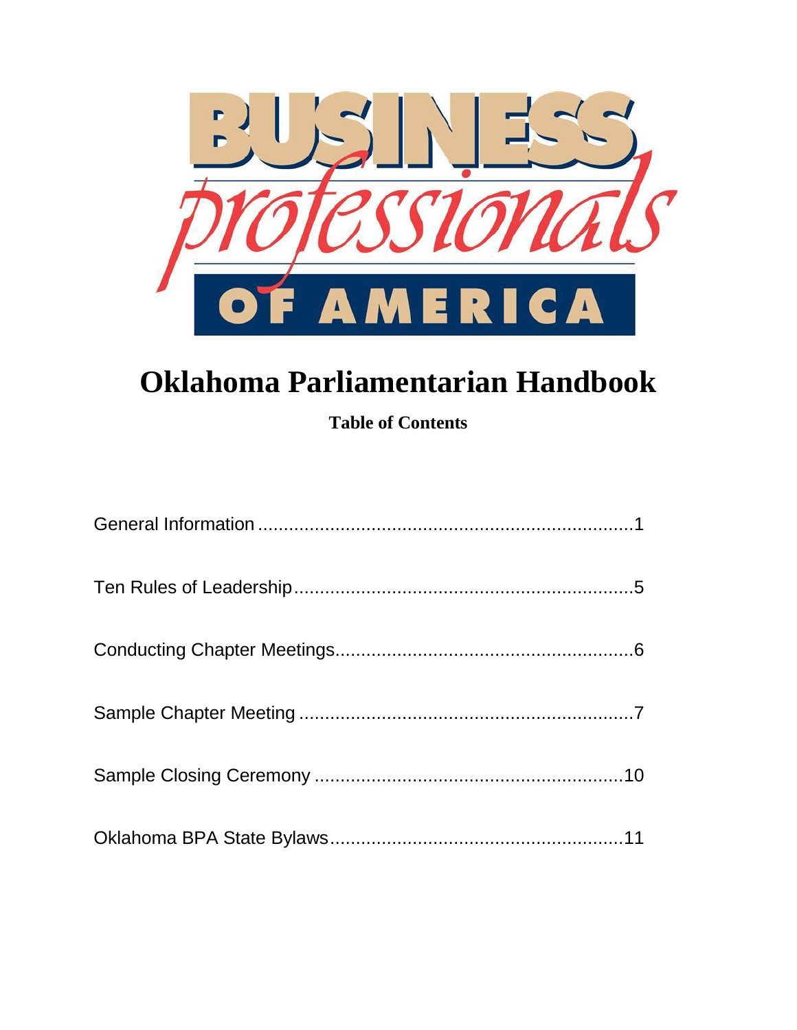# Oklahoma Parliamentarian Handbook

**Table of Contents**

General Information ........................................................................1

Ten Rules of Leadership..................................................................5

Conducting Chapter Meetings..........................................................6

Sample Chapter Meeting .................................................................7

Sample Closing Ceremony ............................................................10

Oklahoma BPA State Bylaws.........................................................11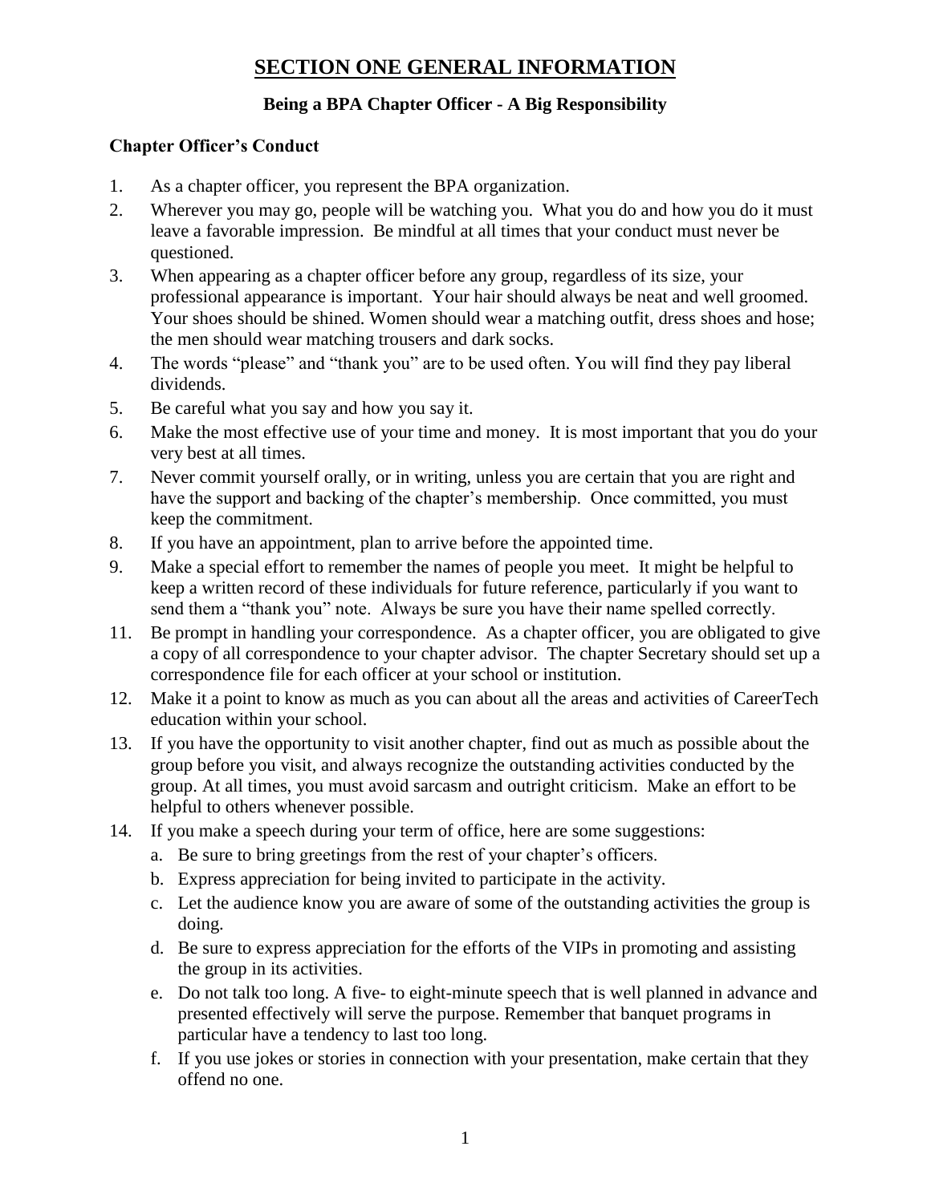# SECTION ONE GENERAL INFORMATION

### Being a BPA Chapter Officer - A Big Responsibility

**Chapter Officer's Conduct**

1. As a chapter officer, you represent the BPA organization.
2. Wherever you may go, people will be watching you. What you do and how you do it must leave a favorable impression. Be mindful at all times that your conduct must never be questioned.
3. When appearing as a chapter officer before any group, regardless of its size, your professional appearance is important. Your hair should always be neat and well groomed. Your shoes should be shined. Women should wear a matching outfit, dress shoes and hose; the men should wear matching trousers and dark socks.
4. The words "please" and "thank you" are to be used often. You will find they pay liberal dividends.
5. Be careful what you say and how you say it.
6. Make the most effective use of your time and money. It is most important that you do your very best at all times.
7. Never commit yourself orally, or in writing, unless you are certain that you are right and have the support and backing of the chapter's membership. Once committed, you must keep the commitment.
8. If you have an appointment, plan to arrive before the appointed time.
9. Make a special effort to remember the names of people you meet. It might be helpful to keep a written record of these individuals for future reference, particularly if you want to send them a "thank you" note. Always be sure you have their name spelled correctly.
11. Be prompt in handling your correspondence. As a chapter officer, you are obligated to give a copy of all correspondence to your chapter advisor. The chapter Secretary should set up a correspondence file for each officer at your school or institution.
12. Make it a point to know as much as you can about all the areas and activities of CareerTech education within your school.
13. If you have the opportunity to visit another chapter, find out as much as possible about the group before you visit, and always recognize the outstanding activities conducted by the group. At all times, you must avoid sarcasm and outright criticism. Make an effort to be helpful to others whenever possible.
14. If you make a speech during your term of office, here are some suggestions:
    a. Be sure to bring greetings from the rest of your chapter's officers.
    b. Express appreciation for being invited to participate in the activity.
    c. Let the audience know you are aware of some of the outstanding activities the group is doing.
    d. Be sure to express appreciation for the efforts of the VIPs in promoting and assisting the group in its activities.
    e. Do not talk too long. A five- to eight-minute speech that is well planned in advance and presented effectively will serve the purpose. Remember that banquet programs in particular have a tendency to last too long.
    f. If you use jokes or stories in connection with your presentation, make certain that they offend no one.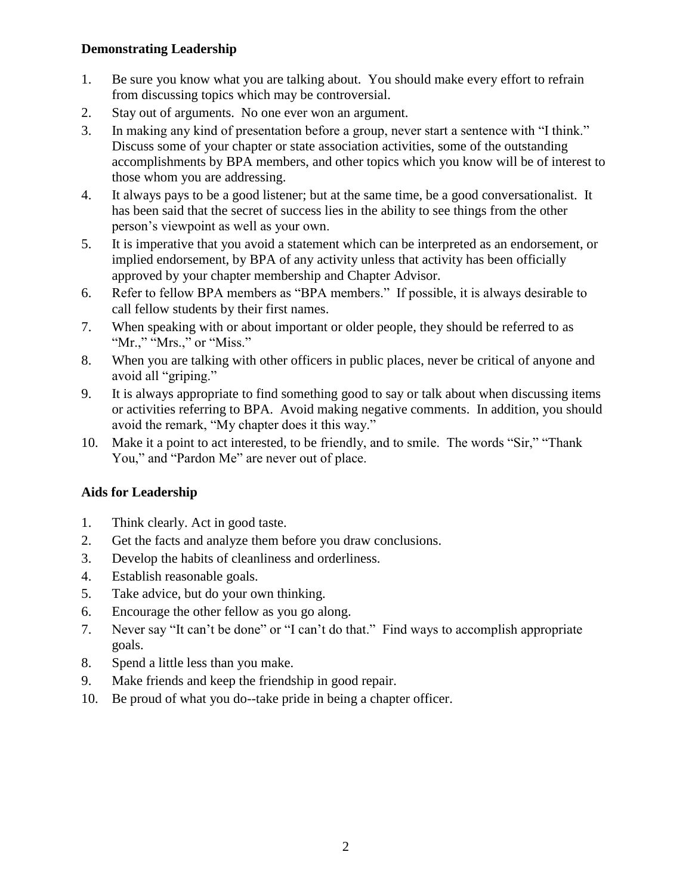**Demonstrating Leadership**

1. Be sure you know what you are talking about. You should make every effort to refrain from discussing topics which may be controversial.
2. Stay out of arguments. No one ever won an argument.
3. In making any kind of presentation before a group, never start a sentence with "I think." Discuss some of your chapter or state association activities, some of the outstanding accomplishments by BPA members, and other topics which you know will be of interest to those whom you are addressing.
4. It always pays to be a good listener; but at the same time, be a good conversationalist. It has been said that the secret of success lies in the ability to see things from the other person's viewpoint as well as your own.
5. It is imperative that you avoid a statement which can be interpreted as an endorsement, or implied endorsement, by BPA of any activity unless that activity has been officially approved by your chapter membership and Chapter Advisor.
6. Refer to fellow BPA members as "BPA members." If possible, it is always desirable to call fellow students by their first names.
7. When speaking with or about important or older people, they should be referred to as "Mr.," "Mrs.," or "Miss."
8. When you are talking with other officers in public places, never be critical of anyone and avoid all "griping."
9. It is always appropriate to find something good to say or talk about when discussing items or activities referring to BPA. Avoid making negative comments. In addition, you should avoid the remark, "My chapter does it this way."
10. Make it a point to act interested, to be friendly, and to smile. The words "Sir," "Thank You," and "Pardon Me" are never out of place.

**Aids for Leadership**

1. Think clearly. Act in good taste.
2. Get the facts and analyze them before you draw conclusions.
3. Develop the habits of cleanliness and orderliness.
4. Establish reasonable goals.
5. Take advice, but do your own thinking.
6. Encourage the other fellow as you go along.
7. Never say "It can't be done" or "I can't do that." Find ways to accomplish appropriate goals.
8. Spend a little less than you make.
9. Make friends and keep the friendship in good repair.
10. Be proud of what you do--take pride in being a chapter officer.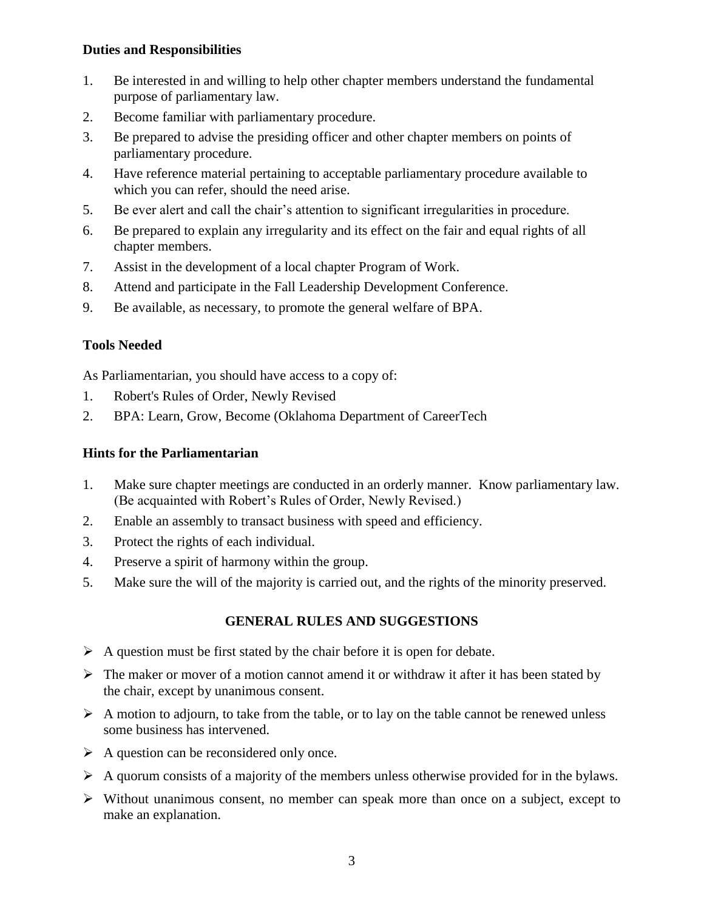**Duties and Responsibilities**

1. Be interested in and willing to help other chapter members understand the fundamental purpose of parliamentary law.
2. Become familiar with parliamentary procedure.
3. Be prepared to advise the presiding officer and other chapter members on points of parliamentary procedure.
4. Have reference material pertaining to acceptable parliamentary procedure available to which you can refer, should the need arise.
5. Be ever alert and call the chair's attention to significant irregularities in procedure.
6. Be prepared to explain any irregularity and its effect on the fair and equal rights of all chapter members.
7. Assist in the development of a local chapter Program of Work.
8. Attend and participate in the Fall Leadership Development Conference.
9. Be available, as necessary, to promote the general welfare of BPA.

**Tools Needed**

As Parliamentarian, you should have access to a copy of:

1. Robert's Rules of Order, Newly Revised
2. BPA: Learn, Grow, Become (Oklahoma Department of CareerTech

**Hints for the Parliamentarian**

1. Make sure chapter meetings are conducted in an orderly manner. Know parliamentary law. (Be acquainted with Robert's Rules of Order, Newly Revised.)
2. Enable an assembly to transact business with speed and efficiency.
3. Protect the rights of each individual.
4. Preserve a spirit of harmony within the group.
5. Make sure the will of the majority is carried out, and the rights of the minority preserved.

## GENERAL RULES AND SUGGESTIONS

- A question must be first stated by the chair before it is open for debate.
- The maker or mover of a motion cannot amend it or withdraw it after it has been stated by the chair, except by unanimous consent.
- A motion to adjourn, to take from the table, or to lay on the table cannot be renewed unless some business has intervened.
- A question can be reconsidered only once.
- A quorum consists of a majority of the members unless otherwise provided for in the bylaws.
- Without unanimous consent, no member can speak more than once on a subject, except to make an explanation.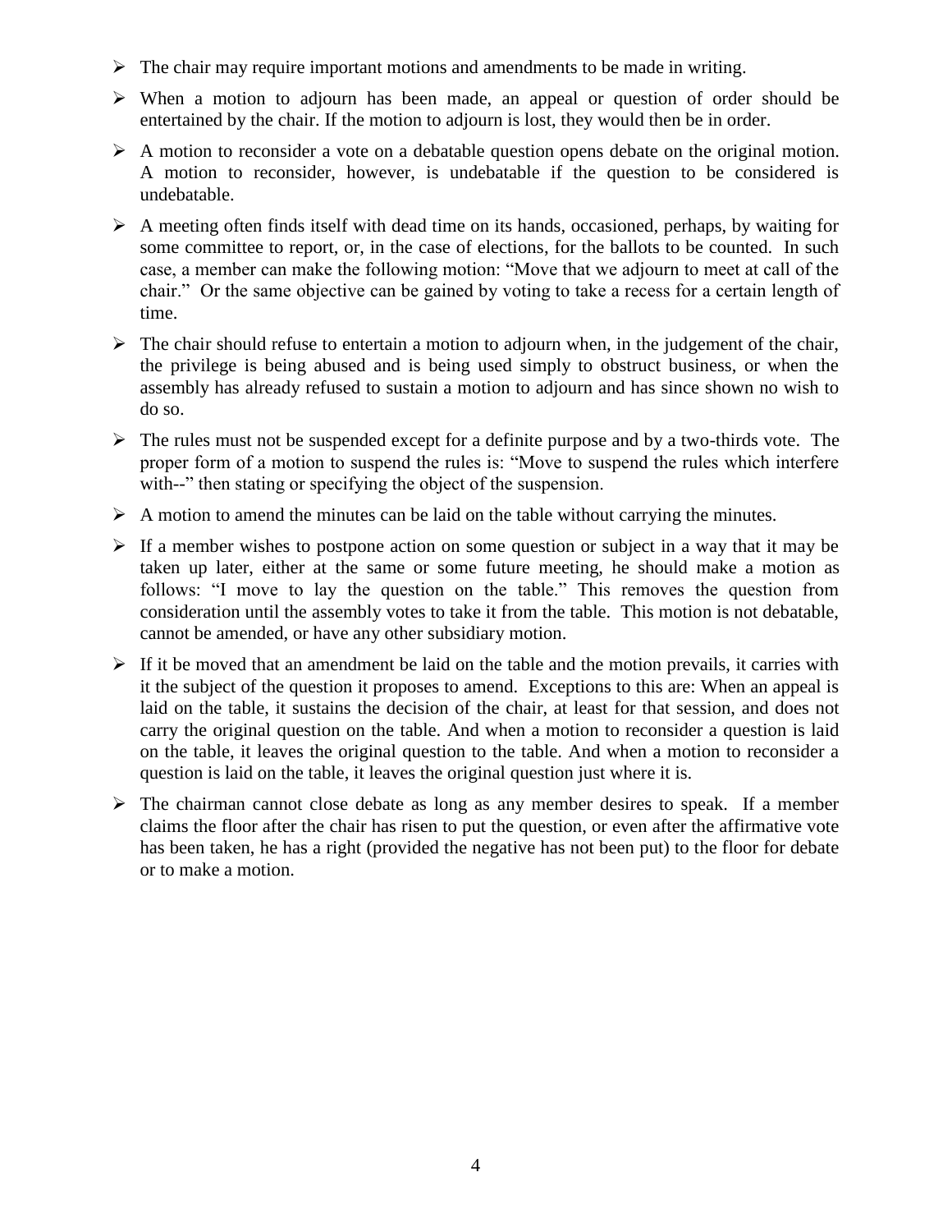- The chair may require important motions and amendments to be made in writing.
- When a motion to adjourn has been made, an appeal or question of order should be entertained by the chair. If the motion to adjourn is lost, they would then be in order.
- A motion to reconsider a vote on a debatable question opens debate on the original motion. A motion to reconsider, however, is undebatable if the question to be considered is undebatable.
- A meeting often finds itself with dead time on its hands, occasioned, perhaps, by waiting for some committee to report, or, in the case of elections, for the ballots to be counted. In such case, a member can make the following motion: "Move that we adjourn to meet at call of the chair." Or the same objective can be gained by voting to take a recess for a certain length of time.
- The chair should refuse to entertain a motion to adjourn when, in the judgement of the chair, the privilege is being abused and is being used simply to obstruct business, or when the assembly has already refused to sustain a motion to adjourn and has since shown no wish to do so.
- The rules must not be suspended except for a definite purpose and by a two-thirds vote. The proper form of a motion to suspend the rules is: "Move to suspend the rules which interfere with--" then stating or specifying the object of the suspension.
- A motion to amend the minutes can be laid on the table without carrying the minutes.
- If a member wishes to postpone action on some question or subject in a way that it may be taken up later, either at the same or some future meeting, he should make a motion as follows: "I move to lay the question on the table." This removes the question from consideration until the assembly votes to take it from the table. This motion is not debatable, cannot be amended, or have any other subsidiary motion.
- If it be moved that an amendment be laid on the table and the motion prevails, it carries with it the subject of the question it proposes to amend. Exceptions to this are: When an appeal is laid on the table, it sustains the decision of the chair, at least for that session, and does not carry the original question on the table. And when a motion to reconsider a question is laid on the table, it leaves the original question to the table. And when a motion to reconsider a question is laid on the table, it leaves the original question just where it is.
- The chairman cannot close debate as long as any member desires to speak. If a member claims the floor after the chair has risen to put the question, or even after the affirmative vote has been taken, he has a right (provided the negative has not been put) to the floor for debate or to make a motion.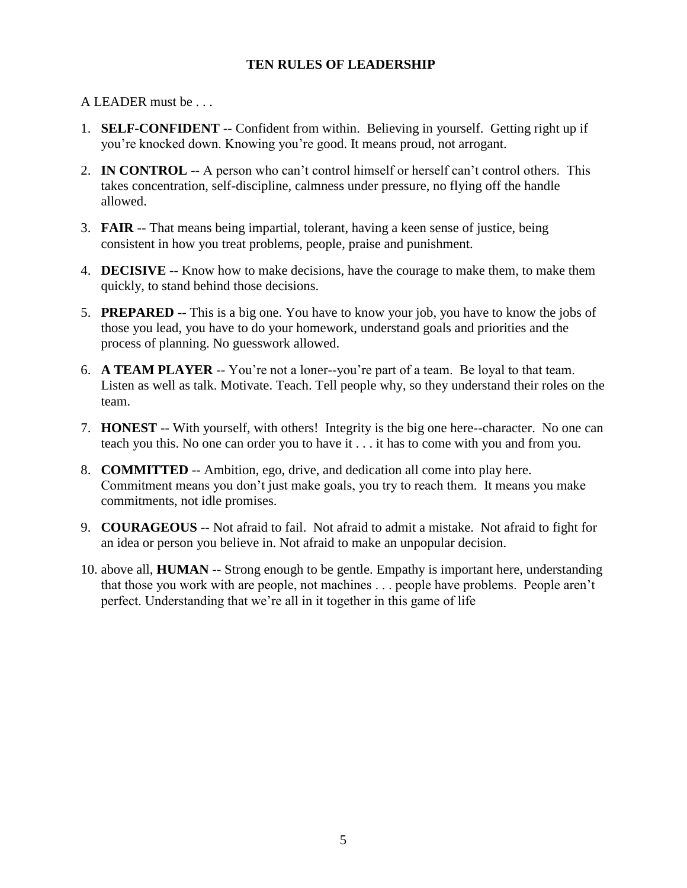## TEN RULES OF LEADERSHIP

A LEADER must be . . .

1. **SELF-CONFIDENT** -- Confident from within. Believing in yourself. Getting right up if you're knocked down. Knowing you're good. It means proud, not arrogant.
2. **IN CONTROL** -- A person who can't control himself or herself can't control others. This takes concentration, self-discipline, calmness under pressure, no flying off the handle allowed.
3. **FAIR** -- That means being impartial, tolerant, having a keen sense of justice, being consistent in how you treat problems, people, praise and punishment.
4. **DECISIVE** -- Know how to make decisions, have the courage to make them, to make them quickly, to stand behind those decisions.
5. **PREPARED** -- This is a big one. You have to know your job, you have to know the jobs of those you lead, you have to do your homework, understand goals and priorities and the process of planning. No guesswork allowed.
6. **A TEAM PLAYER** -- You're not a loner--you're part of a team. Be loyal to that team. Listen as well as talk. Motivate. Teach. Tell people why, so they understand their roles on the team.
7. **HONEST** -- With yourself, with others! Integrity is the big one here--character. No one can teach you this. No one can order you to have it . . . it has to come with you and from you.
8. **COMMITTED** -- Ambition, ego, drive, and dedication all come into play here. Commitment means you don't just make goals, you try to reach them. It means you make commitments, not idle promises.
9. **COURAGEOUS** -- Not afraid to fail. Not afraid to admit a mistake. Not afraid to fight for an idea or person you believe in. Not afraid to make an unpopular decision.
10. above all, **HUMAN** -- Strong enough to be gentle. Empathy is important here, understanding that those you work with are people, not machines . . . people have problems. People aren't perfect. Understanding that we're all in it together in this game of life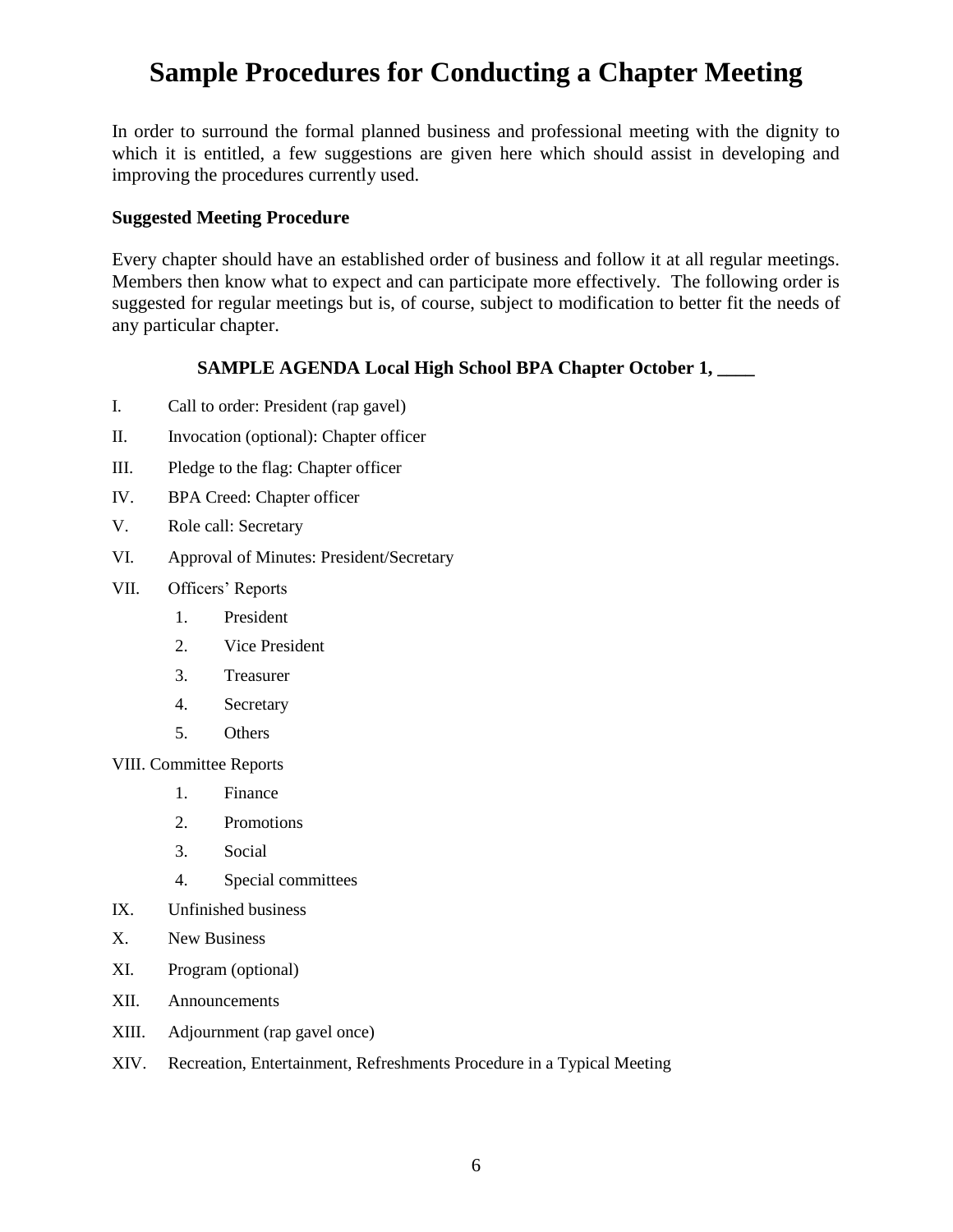# Sample Procedures for Conducting a Chapter Meeting

In order to surround the formal planned business and professional meeting with the dignity to which it is entitled, a few suggestions are given here which should assist in developing and improving the procedures currently used.

**Suggested Meeting Procedure**

Every chapter should have an established order of business and follow it at all regular meetings. Members then know what to expect and can participate more effectively. The following order is suggested for regular meetings but is, of course, subject to modification to better fit the needs of any particular chapter.

**SAMPLE AGENDA Local High School BPA Chapter October 1, ____**

I. Call to order: President (rap gavel)

II. Invocation (optional): Chapter officer

III. Pledge to the flag: Chapter officer

IV. BPA Creed: Chapter officer

V. Role call: Secretary

VI. Approval of Minutes: President/Secretary

VII. Officers' Reports

1. President
2. Vice President
3. Treasurer
4. Secretary
5. Others

VIII. Committee Reports

1. Finance
2. Promotions
3. Social
4. Special committees

IX. Unfinished business

X. New Business

XI. Program (optional)

XII. Announcements

XIII. Adjournment (rap gavel once)

XIV. Recreation, Entertainment, Refreshments Procedure in a Typical Meeting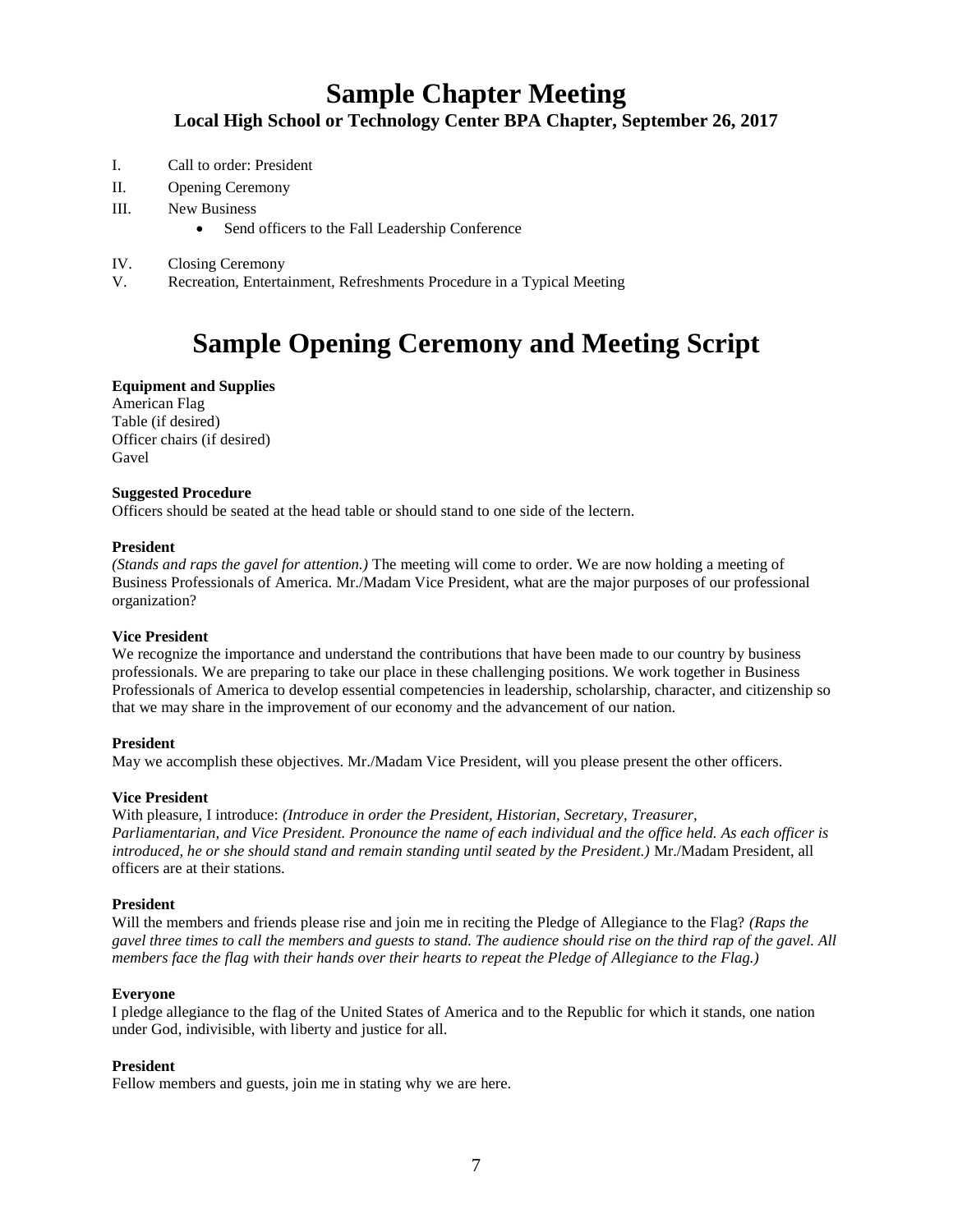# Sample Chapter Meeting

### Local High School or Technology Center BPA Chapter, September 26, 2017

I. Call to order: President

II. Opening Ceremony

III. New Business

- Send officers to the Fall Leadership Conference

IV. Closing Ceremony

V. Recreation, Entertainment, Refreshments Procedure in a Typical Meeting

# Sample Opening Ceremony and Meeting Script

**Equipment and Supplies**
American Flag
Table (if desired)
Officer chairs (if desired)
Gavel

**Suggested Procedure**
Officers should be seated at the head table or should stand to one side of the lectern.

**President**
*(Stands and raps the gavel for attention.)* The meeting will come to order. We are now holding a meeting of Business Professionals of America. Mr./Madam Vice President, what are the major purposes of our professional organization?

**Vice President**
We recognize the importance and understand the contributions that have been made to our country by business professionals. We are preparing to take our place in these challenging positions. We work together in Business Professionals of America to develop essential competencies in leadership, scholarship, character, and citizenship so that we may share in the improvement of our economy and the advancement of our nation.

**President**
May we accomplish these objectives. Mr./Madam Vice President, will you please present the other officers.

**Vice President**
With pleasure, I introduce: *(Introduce in order the President, Historian, Secretary, Treasurer, Parliamentarian, and Vice President. Pronounce the name of each individual and the office held. As each officer is introduced, he or she should stand and remain standing until seated by the President.)* Mr./Madam President, all officers are at their stations.

**President**
Will the members and friends please rise and join me in reciting the Pledge of Allegiance to the Flag? *(Raps the gavel three times to call the members and guests to stand. The audience should rise on the third rap of the gavel. All members face the flag with their hands over their hearts to repeat the Pledge of Allegiance to the Flag.)*

**Everyone**
I pledge allegiance to the flag of the United States of America and to the Republic for which it stands, one nation under God, indivisible, with liberty and justice for all.

**President**
Fellow members and guests, join me in stating why we are here.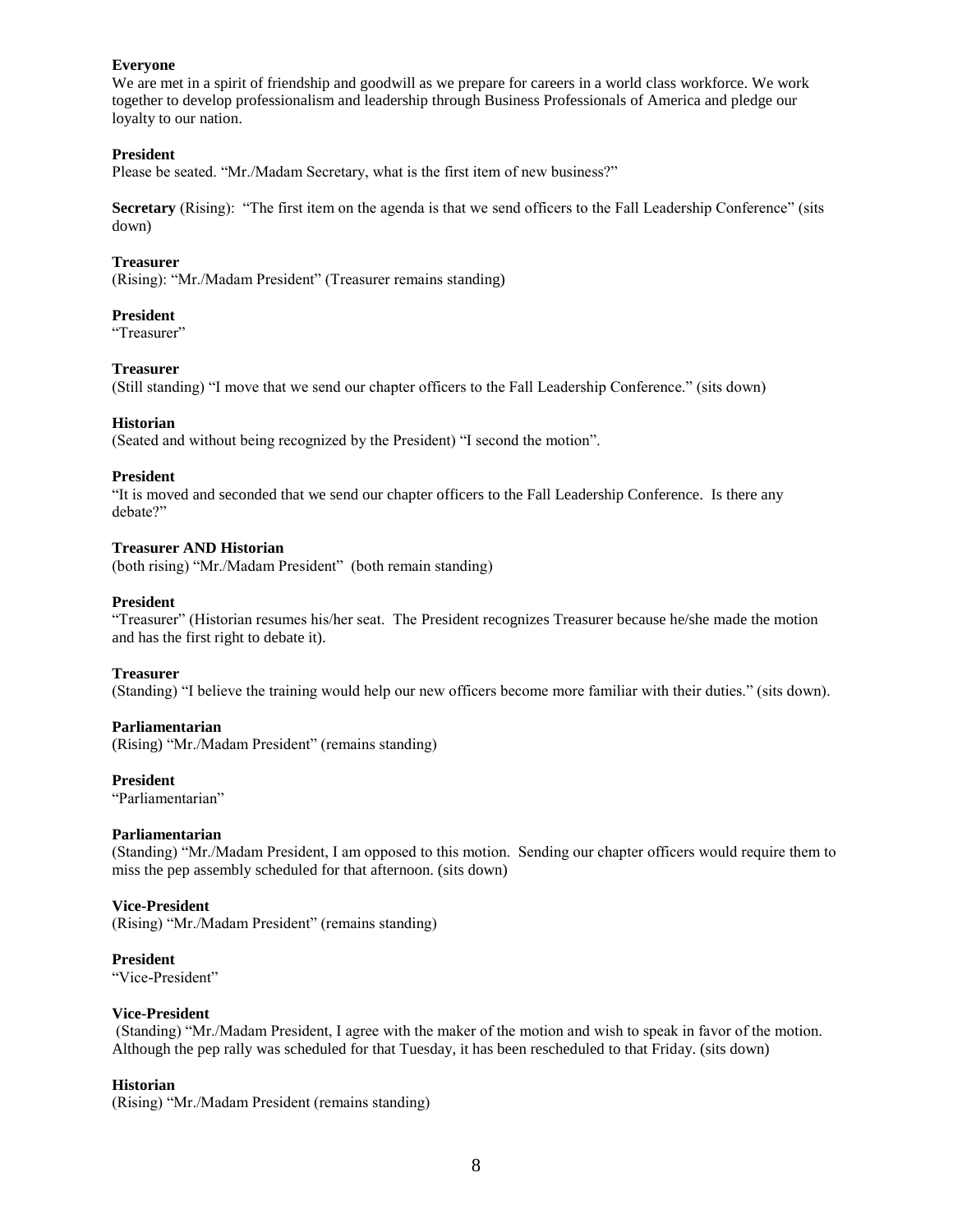**Everyone**
We are met in a spirit of friendship and goodwill as we prepare for careers in a world class workforce. We work together to develop professionalism and leadership through Business Professionals of America and pledge our loyalty to our nation.

**President**
Please be seated. "Mr./Madam Secretary, what is the first item of new business?"

**Secretary** (Rising): "The first item on the agenda is that we send officers to the Fall Leadership Conference" (sits down)

**Treasurer**
(Rising): "Mr./Madam President" (Treasurer remains standing)

**President**
"Treasurer"

**Treasurer**
(Still standing) "I move that we send our chapter officers to the Fall Leadership Conference." (sits down)

**Historian**
(Seated and without being recognized by the President) "I second the motion".

**President**
"It is moved and seconded that we send our chapter officers to the Fall Leadership Conference. Is there any debate?"

**Treasurer AND Historian**
(both rising) "Mr./Madam President" (both remain standing)

**President**
"Treasurer" (Historian resumes his/her seat. The President recognizes Treasurer because he/she made the motion and has the first right to debate it).

**Treasurer**
(Standing) "I believe the training would help our new officers become more familiar with their duties." (sits down).

**Parliamentarian**
(Rising) "Mr./Madam President" (remains standing)

**President**
"Parliamentarian"

**Parliamentarian**
(Standing) "Mr./Madam President, I am opposed to this motion. Sending our chapter officers would require them to miss the pep assembly scheduled for that afternoon. (sits down)

**Vice-President**
(Rising) "Mr./Madam President" (remains standing)

**President**
"Vice-President"

**Vice-President**
(Standing) "Mr./Madam President, I agree with the maker of the motion and wish to speak in favor of the motion. Although the pep rally was scheduled for that Tuesday, it has been rescheduled to that Friday. (sits down)

**Historian**
(Rising) "Mr./Madam President (remains standing)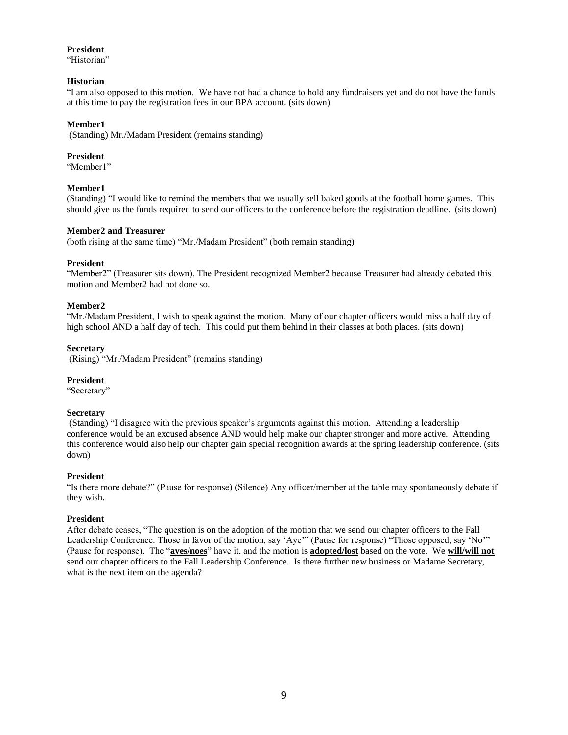**President**
"Historian"

**Historian**
"I am also opposed to this motion. We have not had a chance to hold any fundraisers yet and do not have the funds at this time to pay the registration fees in our BPA account. (sits down)

**Member1**
(Standing) Mr./Madam President (remains standing)

**President**
"Member1"

**Member1**
(Standing) "I would like to remind the members that we usually sell baked goods at the football home games. This should give us the funds required to send our officers to the conference before the registration deadline. (sits down)

**Member2 and Treasurer**
(both rising at the same time) "Mr./Madam President" (both remain standing)

**President**
"Member2" (Treasurer sits down). The President recognized Member2 because Treasurer had already debated this motion and Member2 had not done so.

**Member2**
"Mr./Madam President, I wish to speak against the motion. Many of our chapter officers would miss a half day of high school AND a half day of tech. This could put them behind in their classes at both places. (sits down)

**Secretary**
(Rising) "Mr./Madam President" (remains standing)

**President**
"Secretary"

**Secretary**
(Standing) "I disagree with the previous speaker's arguments against this motion. Attending a leadership conference would be an excused absence AND would help make our chapter stronger and more active. Attending this conference would also help our chapter gain special recognition awards at the spring leadership conference. (sits down)

**President**
"Is there more debate?" (Pause for response) (Silence) Any officer/member at the table may spontaneously debate if they wish.

**President**
After debate ceases, "The question is on the adoption of the motion that we send our chapter officers to the Fall Leadership Conference. Those in favor of the motion, say 'Aye'" (Pause for response) "Those opposed, say 'No'" (Pause for response). The "**ayes/noes**" have it, and the motion is **adopted/lost** based on the vote. We **will/will not** send our chapter officers to the Fall Leadership Conference. Is there further new business or Madame Secretary, what is the next item on the agenda?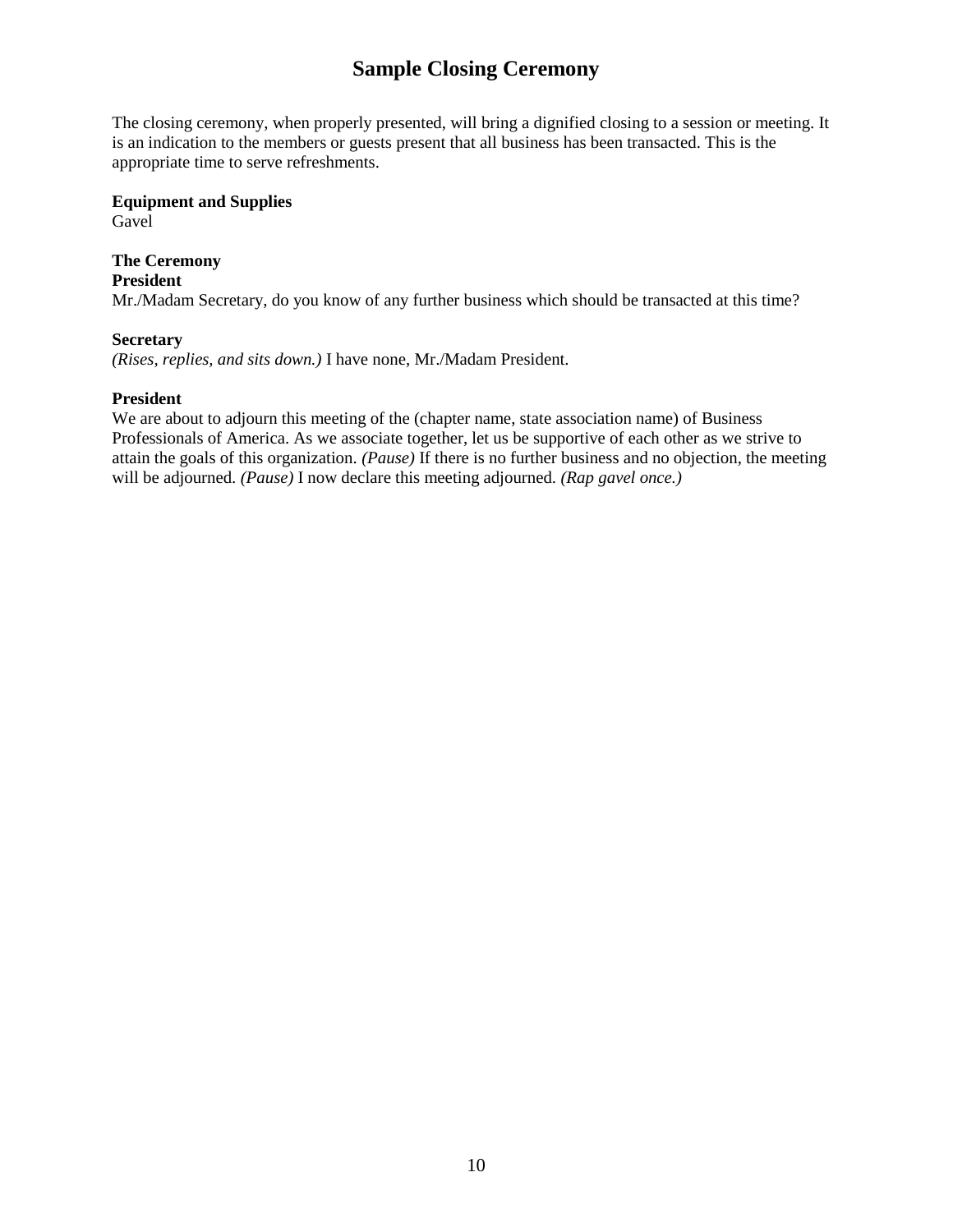# Sample Closing Ceremony

The closing ceremony, when properly presented, will bring a dignified closing to a session or meeting. It is an indication to the members or guests present that all business has been transacted. This is the appropriate time to serve refreshments.

**Equipment and Supplies**
Gavel

**The Ceremony**
**President**
Mr./Madam Secretary, do you know of any further business which should be transacted at this time?

**Secretary**
*(Rises, replies, and sits down.)* I have none, Mr./Madam President.

**President**
We are about to adjourn this meeting of the (chapter name, state association name) of Business Professionals of America. As we associate together, let us be supportive of each other as we strive to attain the goals of this organization. *(Pause)* If there is no further business and no objection, the meeting will be adjourned. *(Pause)* I now declare this meeting adjourned. *(Rap gavel once.)*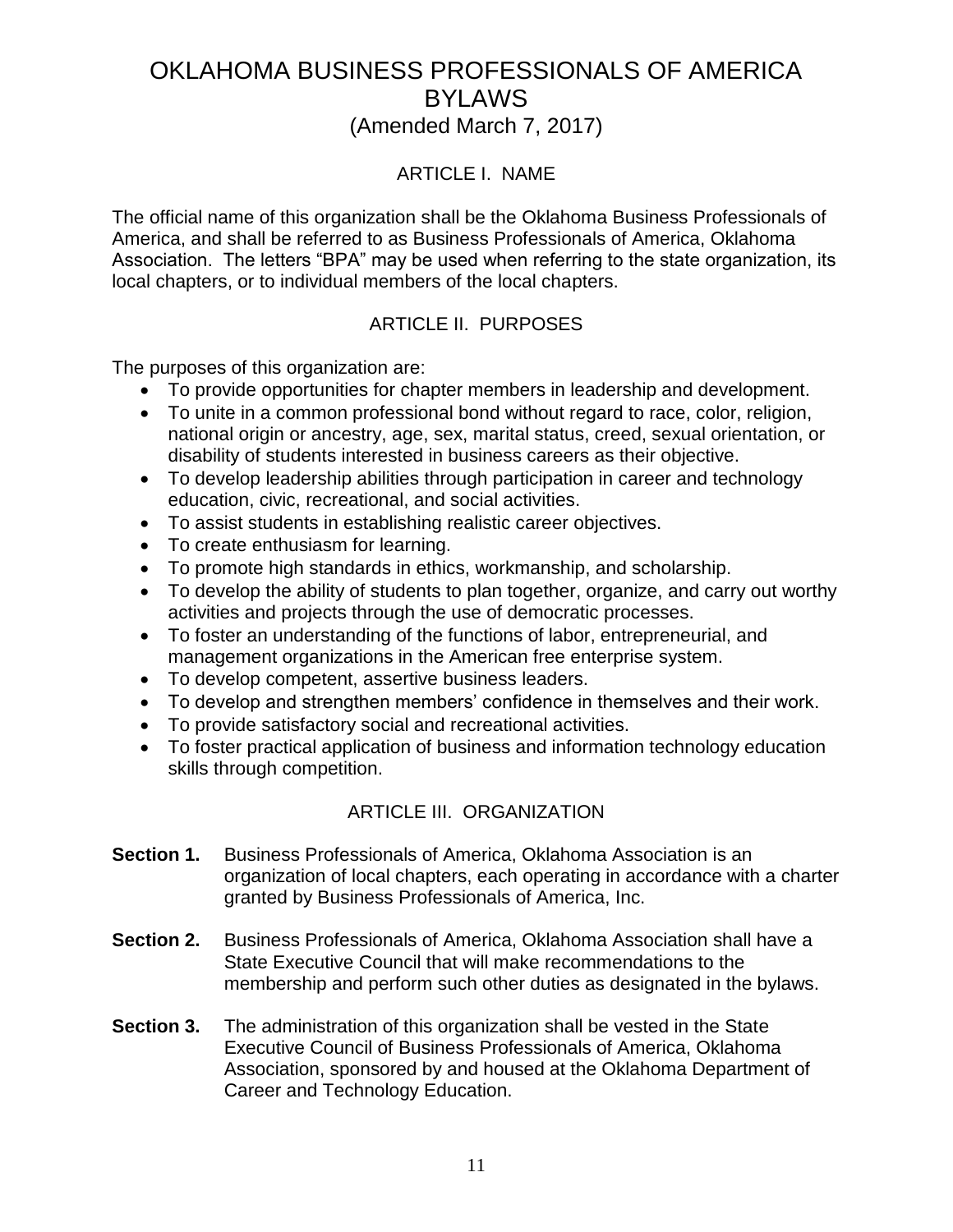# OKLAHOMA BUSINESS PROFESSIONALS OF AMERICA BYLAWS

(Amended March 7, 2017)

## ARTICLE I. NAME

The official name of this organization shall be the Oklahoma Business Professionals of America, and shall be referred to as Business Professionals of America, Oklahoma Association. The letters "BPA" may be used when referring to the state organization, its local chapters, or to individual members of the local chapters.

## ARTICLE II. PURPOSES

The purposes of this organization are:

- To provide opportunities for chapter members in leadership and development.
- To unite in a common professional bond without regard to race, color, religion, national origin or ancestry, age, sex, marital status, creed, sexual orientation, or disability of students interested in business careers as their objective.
- To develop leadership abilities through participation in career and technology education, civic, recreational, and social activities.
- To assist students in establishing realistic career objectives.
- To create enthusiasm for learning.
- To promote high standards in ethics, workmanship, and scholarship.
- To develop the ability of students to plan together, organize, and carry out worthy activities and projects through the use of democratic processes.
- To foster an understanding of the functions of labor, entrepreneurial, and management organizations in the American free enterprise system.
- To develop competent, assertive business leaders.
- To develop and strengthen members' confidence in themselves and their work.
- To provide satisfactory social and recreational activities.
- To foster practical application of business and information technology education skills through competition.

## ARTICLE III. ORGANIZATION

**Section 1.** Business Professionals of America, Oklahoma Association is an organization of local chapters, each operating in accordance with a charter granted by Business Professionals of America, Inc.

**Section 2.** Business Professionals of America, Oklahoma Association shall have a State Executive Council that will make recommendations to the membership and perform such other duties as designated in the bylaws.

**Section 3.** The administration of this organization shall be vested in the State Executive Council of Business Professionals of America, Oklahoma Association, sponsored by and housed at the Oklahoma Department of Career and Technology Education.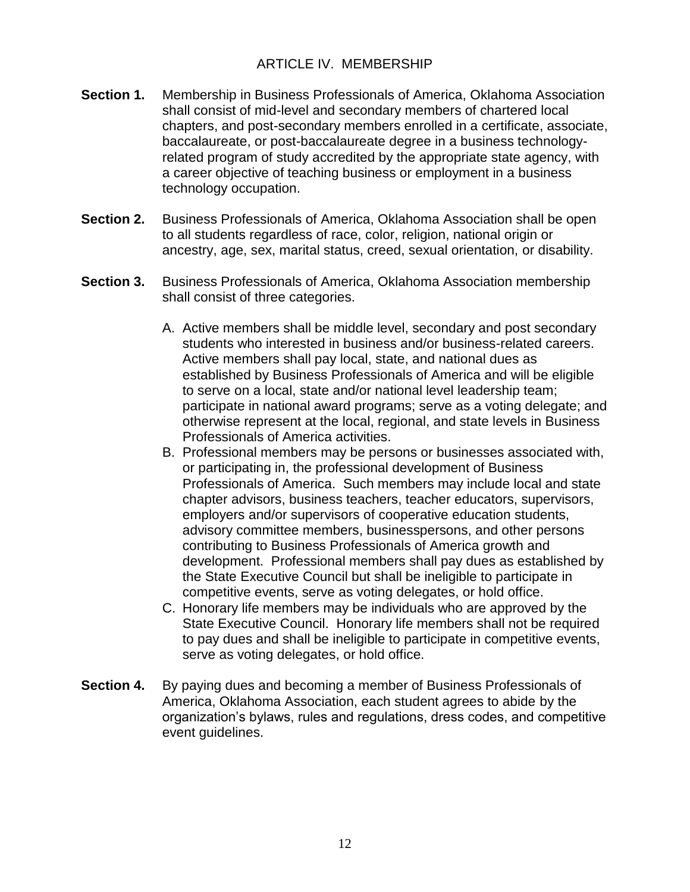## ARTICLE IV. MEMBERSHIP

**Section 1.** Membership in Business Professionals of America, Oklahoma Association shall consist of mid-level and secondary members of chartered local chapters, and post-secondary members enrolled in a certificate, associate, baccalaureate, or post-baccalaureate degree in a business technology-related program of study accredited by the appropriate state agency, with a career objective of teaching business or employment in a business technology occupation.

**Section 2.** Business Professionals of America, Oklahoma Association shall be open to all students regardless of race, color, religion, national origin or ancestry, age, sex, marital status, creed, sexual orientation, or disability.

**Section 3.** Business Professionals of America, Oklahoma Association membership shall consist of three categories.

A. Active members shall be middle level, secondary and post secondary students who interested in business and/or business-related careers. Active members shall pay local, state, and national dues as established by Business Professionals of America and will be eligible to serve on a local, state and/or national level leadership team; participate in national award programs; serve as a voting delegate; and otherwise represent at the local, regional, and state levels in Business Professionals of America activities.

B. Professional members may be persons or businesses associated with, or participating in, the professional development of Business Professionals of America. Such members may include local and state chapter advisors, business teachers, teacher educators, supervisors, employers and/or supervisors of cooperative education students, advisory committee members, businesspersons, and other persons contributing to Business Professionals of America growth and development. Professional members shall pay dues as established by the State Executive Council but shall be ineligible to participate in competitive events, serve as voting delegates, or hold office.

C. Honorary life members may be individuals who are approved by the State Executive Council. Honorary life members shall not be required to pay dues and shall be ineligible to participate in competitive events, serve as voting delegates, or hold office.

**Section 4.** By paying dues and becoming a member of Business Professionals of America, Oklahoma Association, each student agrees to abide by the organization's bylaws, rules and regulations, dress codes, and competitive event guidelines.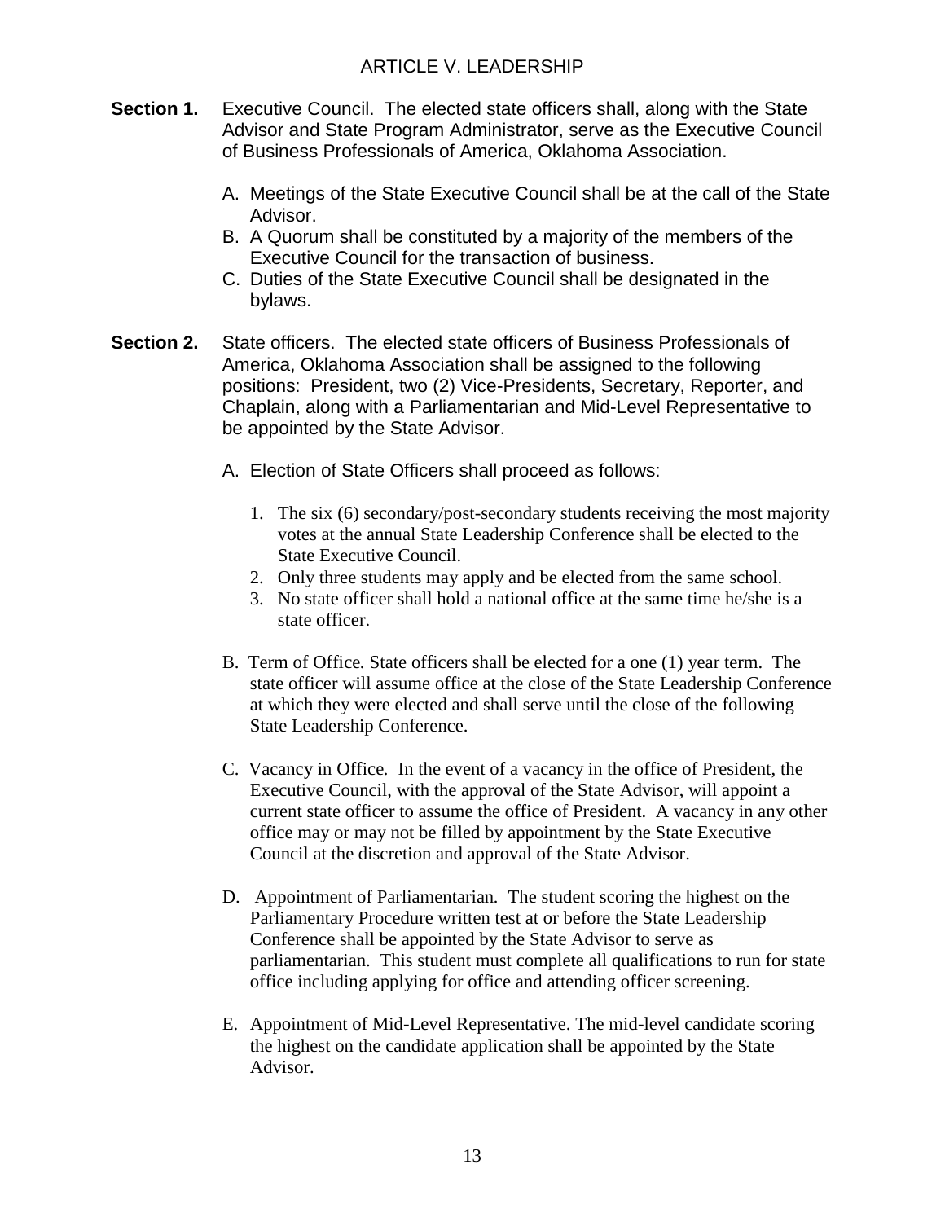## ARTICLE V. LEADERSHIP

**Section 1.** Executive Council. The elected state officers shall, along with the State Advisor and State Program Administrator, serve as the Executive Council of Business Professionals of America, Oklahoma Association.

A. Meetings of the State Executive Council shall be at the call of the State Advisor.
B. A Quorum shall be constituted by a majority of the members of the Executive Council for the transaction of business.
C. Duties of the State Executive Council shall be designated in the bylaws.

**Section 2.** State officers. The elected state officers of Business Professionals of America, Oklahoma Association shall be assigned to the following positions: President, two (2) Vice-Presidents, Secretary, Reporter, and Chaplain, along with a Parliamentarian and Mid-Level Representative to be appointed by the State Advisor.

A. Election of State Officers shall proceed as follows:

1. The six (6) secondary/post-secondary students receiving the most majority votes at the annual State Leadership Conference shall be elected to the State Executive Council.
2. Only three students may apply and be elected from the same school.
3. No state officer shall hold a national office at the same time he/she is a state officer.

B. Term of Office. State officers shall be elected for a one (1) year term. The state officer will assume office at the close of the State Leadership Conference at which they were elected and shall serve until the close of the following State Leadership Conference.

C. Vacancy in Office. In the event of a vacancy in the office of President, the Executive Council, with the approval of the State Advisor, will appoint a current state officer to assume the office of President. A vacancy in any other office may or may not be filled by appointment by the State Executive Council at the discretion and approval of the State Advisor.

D. Appointment of Parliamentarian. The student scoring the highest on the Parliamentary Procedure written test at or before the State Leadership Conference shall be appointed by the State Advisor to serve as parliamentarian. This student must complete all qualifications to run for state office including applying for office and attending officer screening.

E. Appointment of Mid-Level Representative. The mid-level candidate scoring the highest on the candidate application shall be appointed by the State Advisor.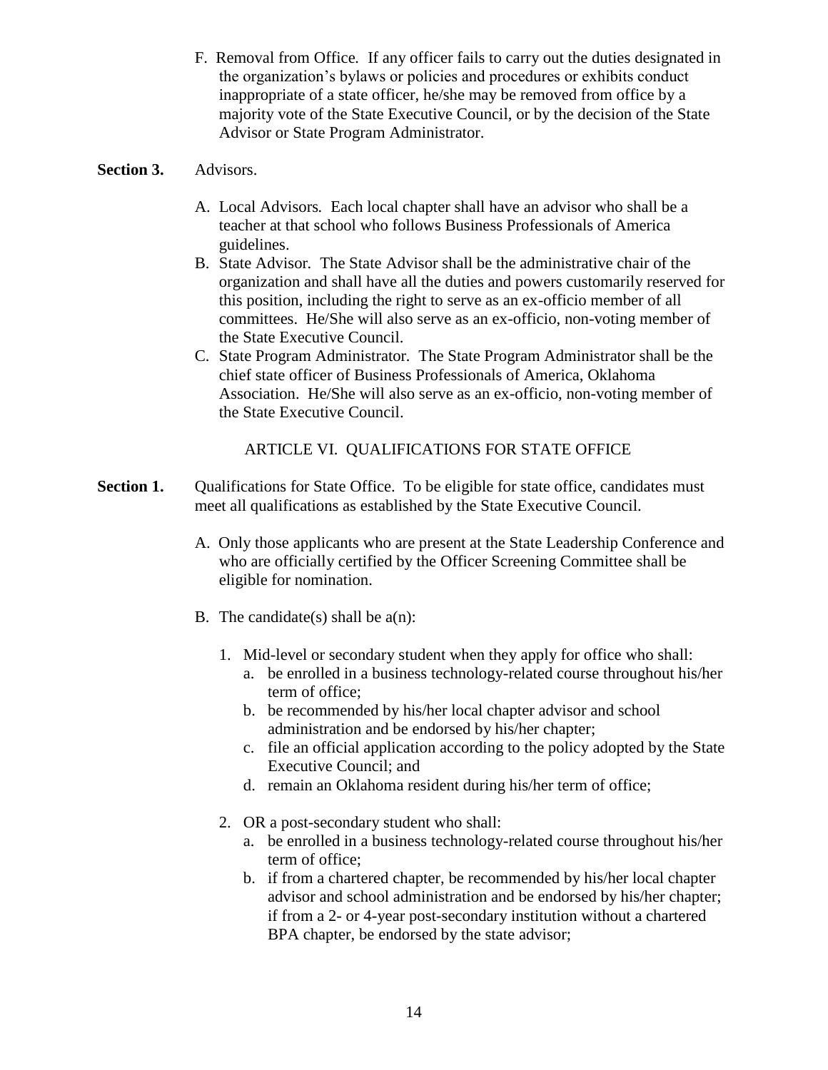F. Removal from Office. If any officer fails to carry out the duties designated in the organization's bylaws or policies and procedures or exhibits conduct inappropriate of a state officer, he/she may be removed from office by a majority vote of the State Executive Council, or by the decision of the State Advisor or State Program Administrator.

**Section 3.** Advisors.

A. Local Advisors. Each local chapter shall have an advisor who shall be a teacher at that school who follows Business Professionals of America guidelines.
B. State Advisor. The State Advisor shall be the administrative chair of the organization and shall have all the duties and powers customarily reserved for this position, including the right to serve as an ex-officio member of all committees. He/She will also serve as an ex-officio, non-voting member of the State Executive Council.
C. State Program Administrator. The State Program Administrator shall be the chief state officer of Business Professionals of America, Oklahoma Association. He/She will also serve as an ex-officio, non-voting member of the State Executive Council.

## ARTICLE VI. QUALIFICATIONS FOR STATE OFFICE

**Section 1.** Qualifications for State Office. To be eligible for state office, candidates must meet all qualifications as established by the State Executive Council.

A. Only those applicants who are present at the State Leadership Conference and who are officially certified by the Officer Screening Committee shall be eligible for nomination.

B. The candidate(s) shall be a(n):

1. Mid-level or secondary student when they apply for office who shall:
   a. be enrolled in a business technology-related course throughout his/her term of office;
   b. be recommended by his/her local chapter advisor and school administration and be endorsed by his/her chapter;
   c. file an official application according to the policy adopted by the State Executive Council; and
   d. remain an Oklahoma resident during his/her term of office;

2. OR a post-secondary student who shall:
   a. be enrolled in a business technology-related course throughout his/her term of office;
   b. if from a chartered chapter, be recommended by his/her local chapter advisor and school administration and be endorsed by his/her chapter; if from a 2- or 4-year post-secondary institution without a chartered BPA chapter, be endorsed by the state advisor;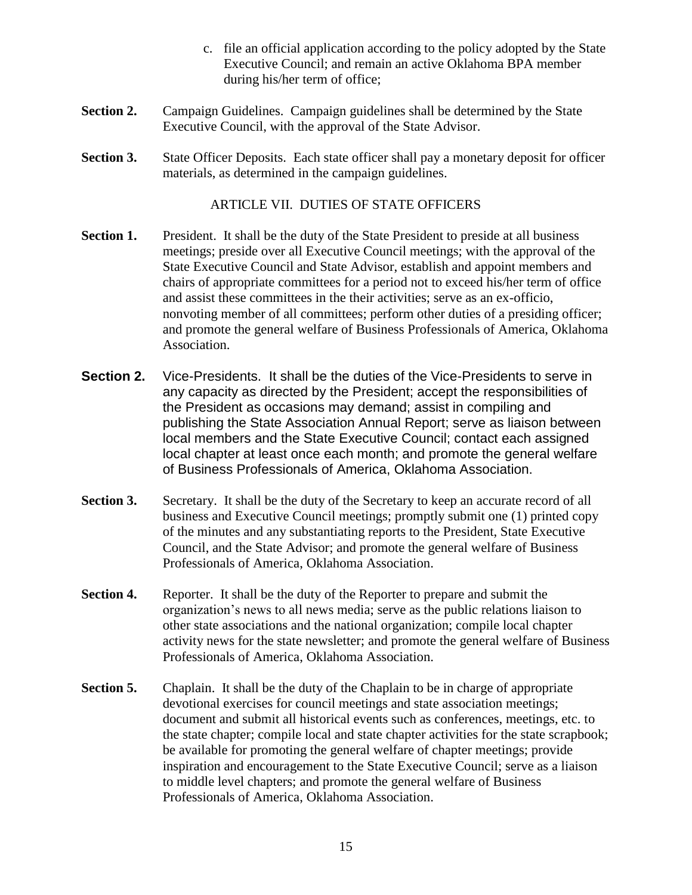c. file an official application according to the policy adopted by the State Executive Council; and remain an active Oklahoma BPA member during his/her term of office;

**Section 2.** Campaign Guidelines. Campaign guidelines shall be determined by the State Executive Council, with the approval of the State Advisor.

**Section 3.** State Officer Deposits. Each state officer shall pay a monetary deposit for officer materials, as determined in the campaign guidelines.

## ARTICLE VII. DUTIES OF STATE OFFICERS

**Section 1.** President. It shall be the duty of the State President to preside at all business meetings; preside over all Executive Council meetings; with the approval of the State Executive Council and State Advisor, establish and appoint members and chairs of appropriate committees for a period not to exceed his/her term of office and assist these committees in the their activities; serve as an ex-officio, nonvoting member of all committees; perform other duties of a presiding officer; and promote the general welfare of Business Professionals of America, Oklahoma Association.

**Section 2.** Vice-Presidents. It shall be the duties of the Vice-Presidents to serve in any capacity as directed by the President; accept the responsibilities of the President as occasions may demand; assist in compiling and publishing the State Association Annual Report; serve as liaison between local members and the State Executive Council; contact each assigned local chapter at least once each month; and promote the general welfare of Business Professionals of America, Oklahoma Association.

**Section 3.** Secretary. It shall be the duty of the Secretary to keep an accurate record of all business and Executive Council meetings; promptly submit one (1) printed copy of the minutes and any substantiating reports to the President, State Executive Council, and the State Advisor; and promote the general welfare of Business Professionals of America, Oklahoma Association.

**Section 4.** Reporter. It shall be the duty of the Reporter to prepare and submit the organization's news to all news media; serve as the public relations liaison to other state associations and the national organization; compile local chapter activity news for the state newsletter; and promote the general welfare of Business Professionals of America, Oklahoma Association.

**Section 5.** Chaplain. It shall be the duty of the Chaplain to be in charge of appropriate devotional exercises for council meetings and state association meetings; document and submit all historical events such as conferences, meetings, etc. to the state chapter; compile local and state chapter activities for the state scrapbook; be available for promoting the general welfare of chapter meetings; provide inspiration and encouragement to the State Executive Council; serve as a liaison to middle level chapters; and promote the general welfare of Business Professionals of America, Oklahoma Association.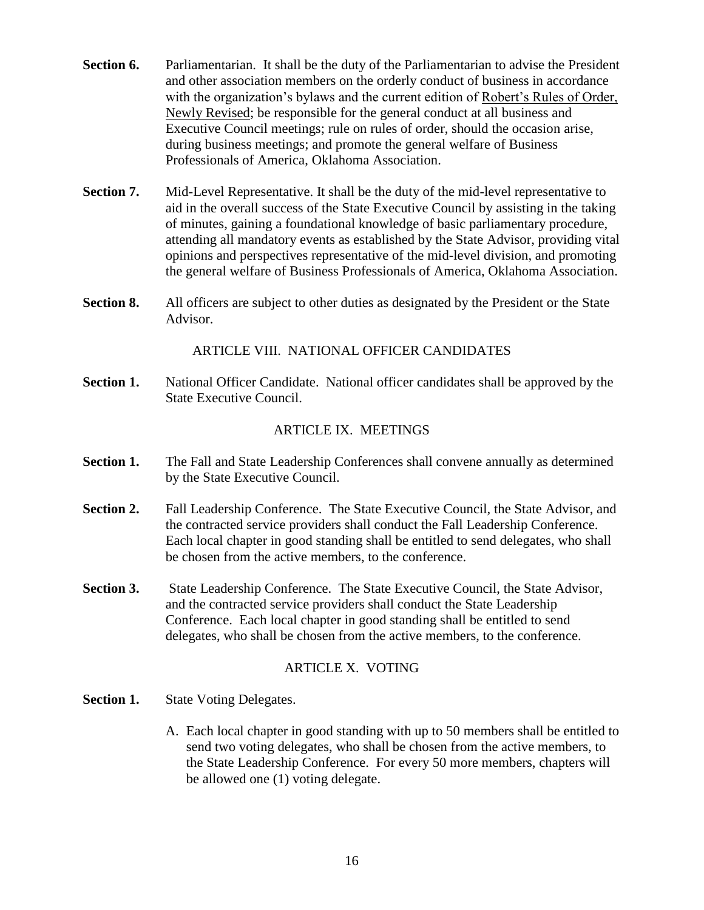**Section 6.** Parliamentarian. It shall be the duty of the Parliamentarian to advise the President and other association members on the orderly conduct of business in accordance with the organization's bylaws and the current edition of Robert's Rules of Order, Newly Revised; be responsible for the general conduct at all business and Executive Council meetings; rule on rules of order, should the occasion arise, during business meetings; and promote the general welfare of Business Professionals of America, Oklahoma Association.

**Section 7.** Mid-Level Representative. It shall be the duty of the mid-level representative to aid in the overall success of the State Executive Council by assisting in the taking of minutes, gaining a foundational knowledge of basic parliamentary procedure, attending all mandatory events as established by the State Advisor, providing vital opinions and perspectives representative of the mid-level division, and promoting the general welfare of Business Professionals of America, Oklahoma Association.

**Section 8.** All officers are subject to other duties as designated by the President or the State Advisor.

## ARTICLE VIII. NATIONAL OFFICER CANDIDATES

**Section 1.** National Officer Candidate. National officer candidates shall be approved by the State Executive Council.

## ARTICLE IX. MEETINGS

**Section 1.** The Fall and State Leadership Conferences shall convene annually as determined by the State Executive Council.

**Section 2.** Fall Leadership Conference. The State Executive Council, the State Advisor, and the contracted service providers shall conduct the Fall Leadership Conference. Each local chapter in good standing shall be entitled to send delegates, who shall be chosen from the active members, to the conference.

**Section 3.** State Leadership Conference. The State Executive Council, the State Advisor, and the contracted service providers shall conduct the State Leadership Conference. Each local chapter in good standing shall be entitled to send delegates, who shall be chosen from the active members, to the conference.

## ARTICLE X. VOTING

**Section 1.** State Voting Delegates.

A. Each local chapter in good standing with up to 50 members shall be entitled to send two voting delegates, who shall be chosen from the active members, to the State Leadership Conference. For every 50 more members, chapters will be allowed one (1) voting delegate.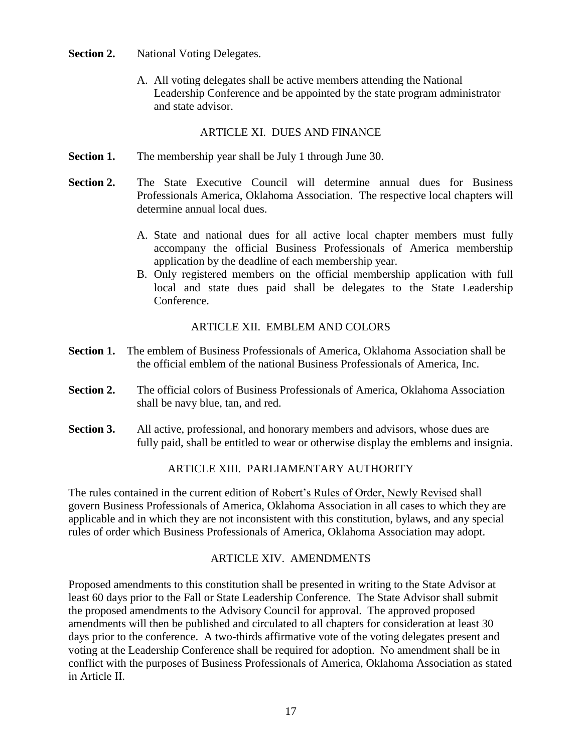**Section 2.** National Voting Delegates.

A. All voting delegates shall be active members attending the National Leadership Conference and be appointed by the state program administrator and state advisor.

## ARTICLE XI. DUES AND FINANCE

**Section 1.** The membership year shall be July 1 through June 30.

**Section 2.** The State Executive Council will determine annual dues for Business Professionals America, Oklahoma Association. The respective local chapters will determine annual local dues.

A. State and national dues for all active local chapter members must fully accompany the official Business Professionals of America membership application by the deadline of each membership year.

B. Only registered members on the official membership application with full local and state dues paid shall be delegates to the State Leadership Conference.

## ARTICLE XII. EMBLEM AND COLORS

**Section 1.** The emblem of Business Professionals of America, Oklahoma Association shall be the official emblem of the national Business Professionals of America, Inc.

**Section 2.** The official colors of Business Professionals of America, Oklahoma Association shall be navy blue, tan, and red.

**Section 3.** All active, professional, and honorary members and advisors, whose dues are fully paid, shall be entitled to wear or otherwise display the emblems and insignia.

## ARTICLE XIII. PARLIAMENTARY AUTHORITY

The rules contained in the current edition of Robert's Rules of Order, Newly Revised shall govern Business Professionals of America, Oklahoma Association in all cases to which they are applicable and in which they are not inconsistent with this constitution, bylaws, and any special rules of order which Business Professionals of America, Oklahoma Association may adopt.

## ARTICLE XIV. AMENDMENTS

Proposed amendments to this constitution shall be presented in writing to the State Advisor at least 60 days prior to the Fall or State Leadership Conference. The State Advisor shall submit the proposed amendments to the Advisory Council for approval. The approved proposed amendments will then be published and circulated to all chapters for consideration at least 30 days prior to the conference. A two-thirds affirmative vote of the voting delegates present and voting at the Leadership Conference shall be required for adoption. No amendment shall be in conflict with the purposes of Business Professionals of America, Oklahoma Association as stated in Article II.